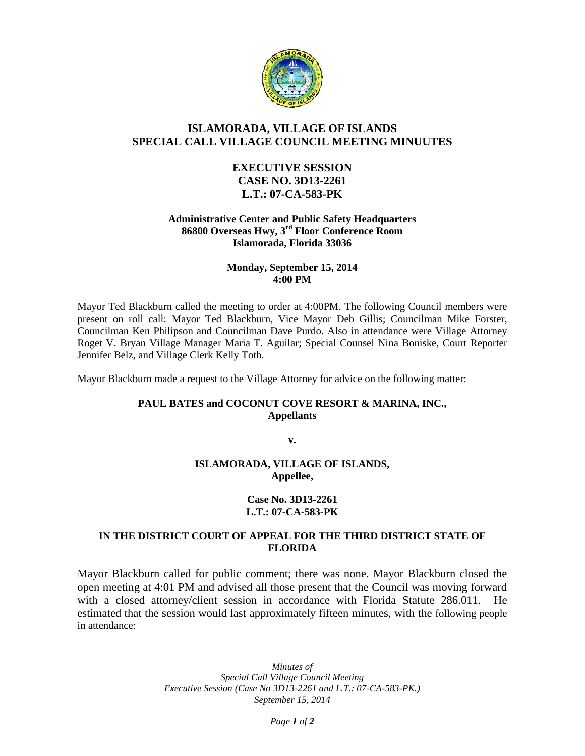# ISLAMORADA, VILLAGE OF ISLANDS
# SPECIAL CALL VILLAGE COUNCIL MEETING MINUUTES

## EXECUTIVE SESSION
## CASE NO. 3D13-2261
## L.T.: 07-CA-583-PK

**Administrative Center and Public Safety Headquarters**
**86800 Overseas Hwy, 3rd Floor Conference Room**
**Islamorada, Florida 33036**

**Monday, September 15, 2014**
**4:00 PM**

Mayor Ted Blackburn called the meeting to order at 4:00PM. The following Council members were present on roll call: Mayor Ted Blackburn, Vice Mayor Deb Gillis; Councilman Mike Forster, Councilman Ken Philipson and Councilman Dave Purdo. Also in attendance were Village Attorney Roget V. Bryan Village Manager Maria T. Aguilar; Special Counsel Nina Boniske, Court Reporter Jennifer Belz, and Village Clerk Kelly Toth.

Mayor Blackburn made a request to the Village Attorney for advice on the following matter:

**PAUL BATES and COCONUT COVE RESORT & MARINA, INC.,**
**Appellants**

**v.**

**ISLAMORADA, VILLAGE OF ISLANDS,**
**Appellee,**

**Case No. 3D13-2261**
**L.T.: 07-CA-583-PK**

**IN THE DISTRICT COURT OF APPEAL FOR THE THIRD DISTRICT STATE OF FLORIDA**

Mayor Blackburn called for public comment; there was none. Mayor Blackburn closed the open meeting at 4:01 PM and advised all those present that the Council was moving forward with a closed attorney/client session in accordance with Florida Statute 286.011. He estimated that the session would last approximately fifteen minutes, with the following people in attendance: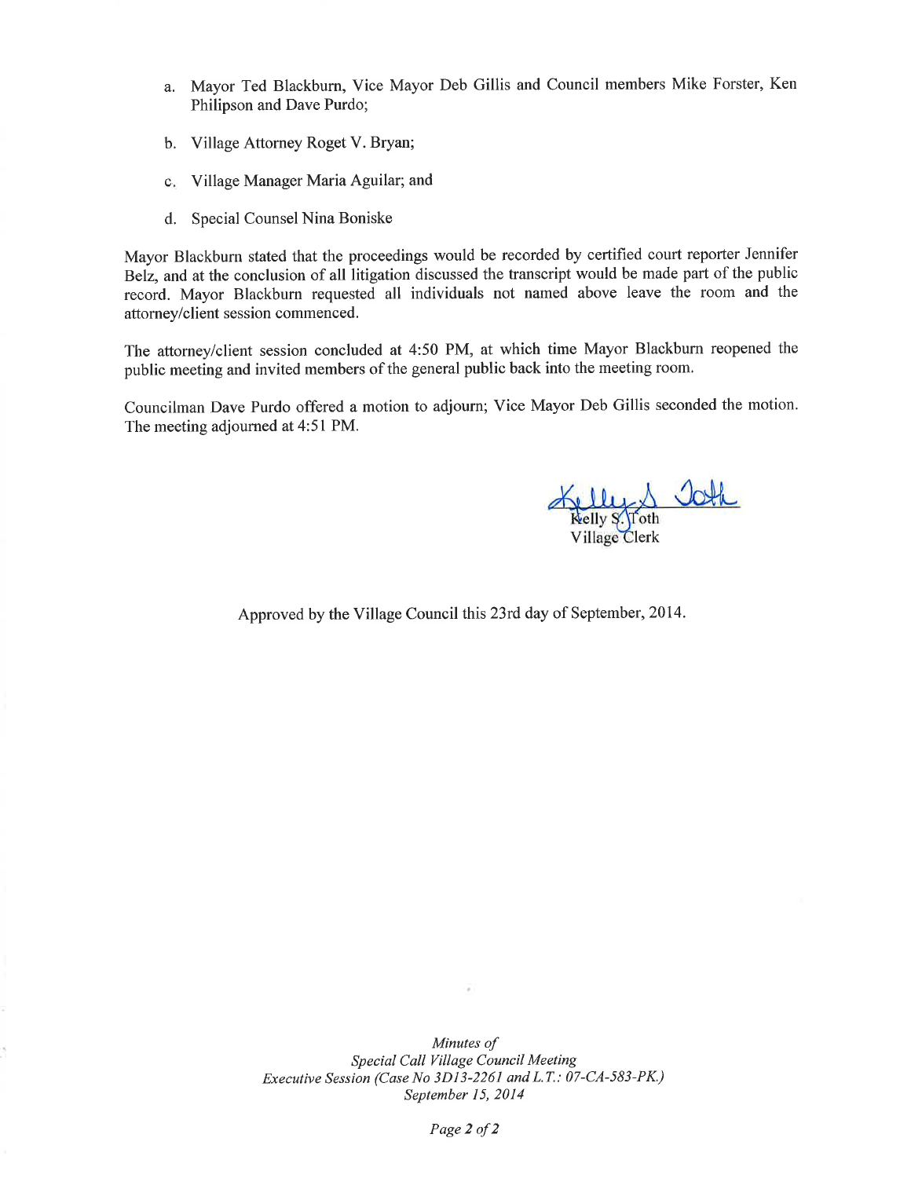a. Mayor Ted Blackburn, Vice Mayor Deb Gillis and Council members Mike Forster, Ken Philipson and Dave Purdo;

b. Village Attorney Roget V. Bryan;

c. Village Manager Maria Aguilar; and

d. Special Counsel Nina Boniske

Mayor Blackburn stated that the proceedings would be recorded by certified court reporter Jennifer Belz, and at the conclusion of all litigation discussed the transcript would be made part of the public record. Mayor Blackburn requested all individuals not named above leave the room and the attorney/client session commenced.

The attorney/client session concluded at 4:50 PM, at which time Mayor Blackburn reopened the public meeting and invited members of the general public back into the meeting room.

Councilman Dave Purdo offered a motion to adjourn; Vice Mayor Deb Gillis seconded the motion. The meeting adjourned at 4:51 PM.

Kelly S. Toth
Village Clerk

Approved by the Village Council this 23rd day of September, 2014.